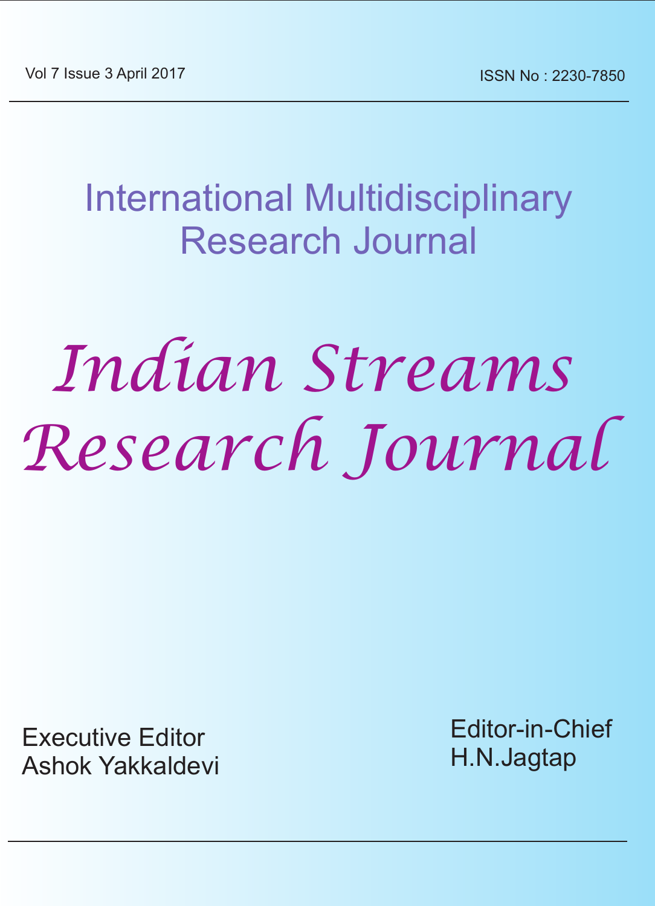Vol 7 Issue 3 April 2017

ISSN No : 2230-7850

# International Multidisciplinary Research Journal

# *Indian Streams Research Journal*

Executive Editor
Ashok Yakkaldevi

Editor-in-Chief
H.N.Jagtap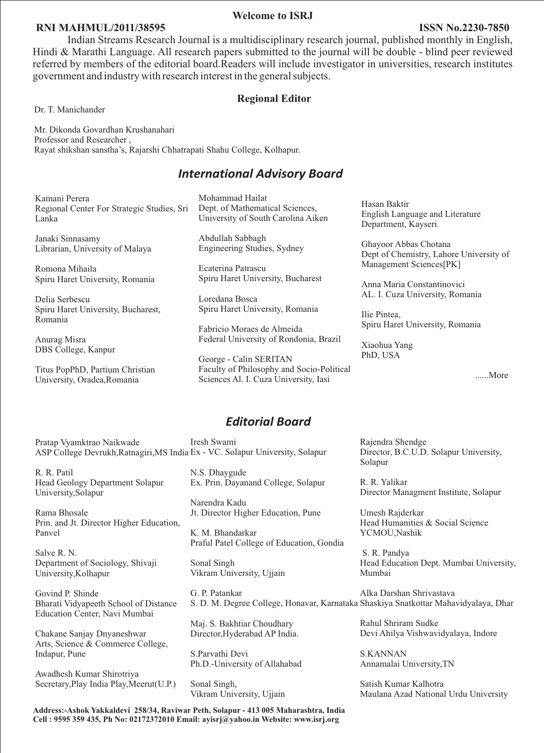**Welcome to ISRJ**

**RNI MAHMUL/2011/38595** **ISSN No.2230-7850**

Indian Streams Research Journal is a multidisciplinary research journal, published monthly in English, Hindi & Marathi Language. All research papers submitted to the journal will be double - blind peer reviewed referred by members of the editorial board.Readers will include investigator in universities, research institutes government and industry with research interest in the general subjects.

## Regional Editor

Dr. T. Manichander

Mr. Dikonda Govardhan Krushanahari
Professor and Researcher ,
Rayat shikshan sanstha's, Rajarshi Chhatrapati Shahu College, Kolhapur.

## *International Advisory Board*

Kamani Perera
Regional Center For Strategic Studies, Sri Lanka

Janaki Sinnasamy
Librarian, University of Malaya

Romona Mihaila
Spiru Haret University, Romania

Delia Serbescu
Spiru Haret University, Bucharest, Romania

Anurag Misra
DBS College, Kanpur

Titus PopPhD, Partium Christian University, Oradea,Romania

Mohammad Hailat
Dept. of Mathematical Sciences, University of South Carolina Aiken

Abdullah Sabbagh
Engineering Studies, Sydney

Ecaterina Patrascu
Spiru Haret University, Bucharest

Loredana Bosca
Spiru Haret University, Romania

Fabricio Moraes de Almeida
Federal University of Rondonia, Brazil

George - Calin SERITAN
Faculty of Philosophy and Socio-Political Sciences Al. I. Cuza University, Iasi

Hasan Baktir
English Language and Literature Department, Kayseri

Ghayoor Abbas Chotana
Dept of Chemistry, Lahore University of Management Sciences[PK]

Anna Maria Constantinovici
AL. I. Cuza University, Romania

Ilie Pintea,
Spiru Haret University, Romania

Xiaohua Yang
PhD, USA

......More

## *Editorial Board*

Pratap Vyamktrao Naikwade
ASP College Devrukh,Ratnagiri,MS India

R. R. Patil
Head Geology Department Solapur University,Solapur

Rama Bhosale
Prin. and Jt. Director Higher Education, Panvel

Salve R. N.
Department of Sociology, Shivaji University,Kolhapur

Govind P. Shinde
Bharati Vidyapeeth School of Distance Education Center, Navi Mumbai

Chakane Sanjay Dnyaneshwar
Arts, Science & Commerce College, Indapur, Pune

Awadhesh Kumar Shirotriya
Secretary,Play India Play,Meerut(U.P.)

Iresh Swami
Ex - VC. Solapur University, Solapur

N.S. Dhaygude
Ex. Prin. Dayanand College, Solapur

Narendra Kadu
Jt. Director Higher Education, Pune

K. M. Bhandarkar
Praful Patel College of Education, Gondia

Sonal Singh
Vikram University, Ujjain

G. P. Patankar
S. D. M. Degree College, Honavar, Karnataka

Maj. S. Bakhtiar Choudhary
Director,Hyderabad AP India.

S.Parvathi Devi
Ph.D.-University of Allahabad

Sonal Singh,
Vikram University, Ujjain

Rajendra Shendge
Director, B.C.U.D. Solapur University, Solapur

R. R. Yalikar
Director Managment Institute, Solapur

Umesh Rajderkar
Head Humanities & Social Science YCMOU,Nashik

S. R. Pandya
Head Education Dept. Mumbai University, Mumbai

Alka Darshan Shrivastava
Shaskiya Snatkottar Mahavidyalaya, Dhar

Rahul Shriram Sudke
Devi Ahilya Vishwavidyalaya, Indore

S.KANNAN
Annamalai University,TN

Satish Kumar Kalhotra
Maulana Azad National Urdu University

**Address:-Ashok Yakkaldevi 258/34, Raviwar Peth, Solapur - 413 005 Maharashtra, India**
**Cell : 9595 359 435, Ph No: 02172372010 Email: ayisrj@yahoo.in Website: www.isrj.org**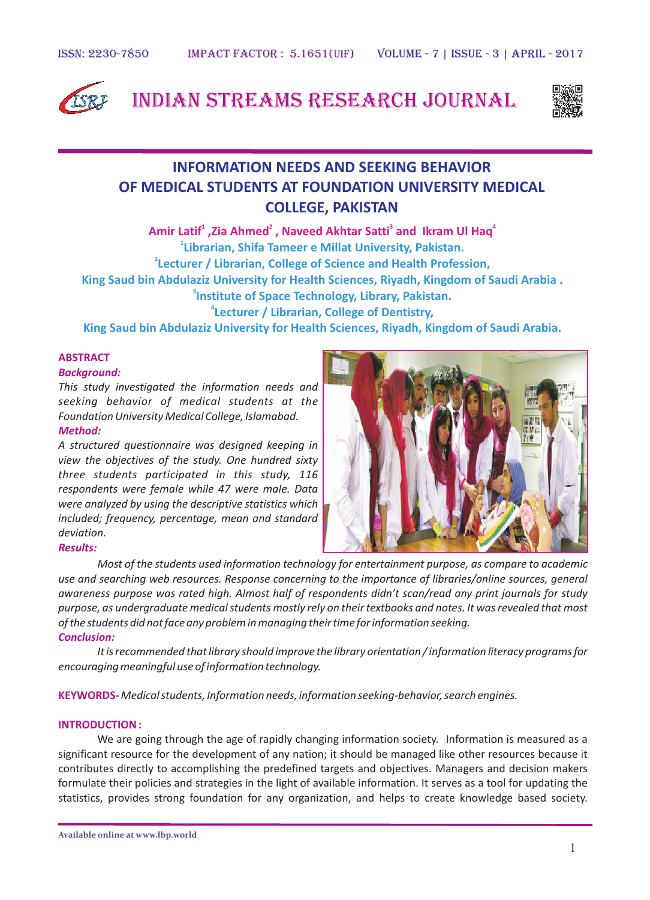# INFORMATION NEEDS AND SEEKING BEHAVIOR OF MEDICAL STUDENTS AT FOUNDATION UNIVERSITY MEDICAL COLLEGE, PAKISTAN

**Amir Latif[1], Zia Ahmed[2], Naveed Akhtar Satti[3] and Ikram Ul Haq[4]**

[1]Librarian, Shifa Tameer e Millat University, Pakistan.
[2]Lecturer / Librarian, College of Science and Health Profession, King Saud bin Abdulaziz University for Health Sciences, Riyadh, Kingdom of Saudi Arabia.
[3]Institute of Space Technology, Library, Pakistan.
[4]Lecturer / Librarian, College of Dentistry, King Saud bin Abdulaziz University for Health Sciences, Riyadh, Kingdom of Saudi Arabia.

**ABSTRACT**

***Background:***

*This study investigated the information needs and seeking behavior of medical students at the Foundation University Medical College, Islamabad.*

***Method:***

*A structured questionnaire was designed keeping in view the objectives of the study. One hundred sixty three students participated in this study, 116 respondents were female while 47 were male. Data were analyzed by using the descriptive statistics which included; frequency, percentage, mean and standard deviation.*

***Results:***

*Most of the students used information technology for entertainment purpose, as compare to academic use and searching web resources. Response concerning to the importance of libraries/online sources, general awareness purpose was rated high. Almost half of respondents didn't scan/read any print journals for study purpose, as undergraduate medical students mostly rely on their textbooks and notes. It was revealed that most of the students did not face any problem in managing their time for information seeking.*

***Conclusion:***

*It is recommended that library should improve the library orientation / information literacy programs for encouraging meaningful use of information technology.*

**KEYWORDS-** *Medical students, Information needs, information seeking-behavior, search engines.*

## INTRODUCTION :

We are going through the age of rapidly changing information society. Information is measured as a significant resource for the development of any nation; it should be managed like other resources because it contributes directly to accomplishing the predefined targets and objectives. Managers and decision makers formulate their policies and strategies in the light of available information. It serves as a tool for updating the statistics, provides strong foundation for any organization, and helps to create knowledge based society.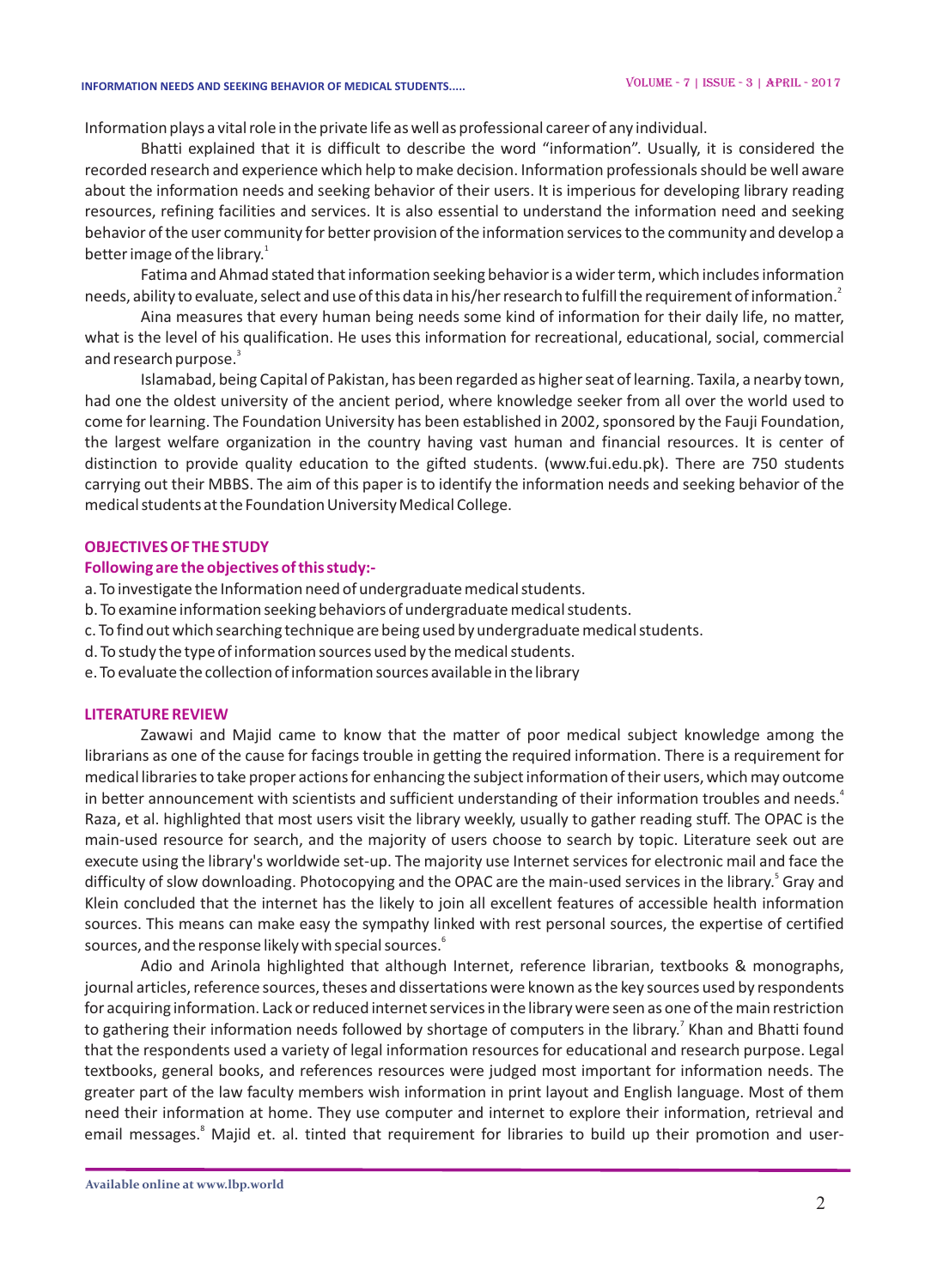Information plays a vital role in the private life as well as professional career of any individual.

Bhatti explained that it is difficult to describe the word "information". Usually, it is considered the recorded research and experience which help to make decision. Information professionals should be well aware about the information needs and seeking behavior of their users. It is imperious for developing library reading resources, refining facilities and services. It is also essential to understand the information need and seeking behavior of the user community for better provision of the information services to the community and develop a better image of the library.[1]

Fatima and Ahmad stated that information seeking behavior is a wider term, which includes information needs, ability to evaluate, select and use of this data in his/her research to fulfill the requirement of information.[2]

Aina measures that every human being needs some kind of information for their daily life, no matter, what is the level of his qualification. He uses this information for recreational, educational, social, commercial and research purpose.[3]

Islamabad, being Capital of Pakistan, has been regarded as higher seat of learning. Taxila, a nearby town, had one the oldest university of the ancient period, where knowledge seeker from all over the world used to come for learning. The Foundation University has been established in 2002, sponsored by the Fauji Foundation, the largest welfare organization in the country having vast human and financial resources. It is center of distinction to provide quality education to the gifted students. (www.fui.edu.pk). There are 750 students carrying out their MBBS. The aim of this paper is to identify the information needs and seeking behavior of the medical students at the Foundation University Medical College.

## OBJECTIVES OF THE STUDY

### Following are the objectives of this study:-

a. To investigate the Information need of undergraduate medical students.
b. To examine information seeking behaviors of undergraduate medical students.
c. To find out which searching technique are being used by undergraduate medical students.
d. To study the type of information sources used by the medical students.
e. To evaluate the collection of information sources available in the library

## LITERATURE REVIEW

Zawawi and Majid came to know that the matter of poor medical subject knowledge among the librarians as one of the cause for facings trouble in getting the required information. There is a requirement for medical libraries to take proper actions for enhancing the subject information of their users, which may outcome in better announcement with scientists and sufficient understanding of their information troubles and needs.[4] Raza, et al. highlighted that most users visit the library weekly, usually to gather reading stuff. The OPAC is the main-used resource for search, and the majority of users choose to search by topic. Literature seek out are execute using the library's worldwide set-up. The majority use Internet services for electronic mail and face the difficulty of slow downloading. Photocopying and the OPAC are the main-used services in the library.[5] Gray and Klein concluded that the internet has the likely to join all excellent features of accessible health information sources. This means can make easy the sympathy linked with rest personal sources, the expertise of certified sources, and the response likely with special sources.[6]

Adio and Arinola highlighted that although Internet, reference librarian, textbooks & monographs, journal articles, reference sources, theses and dissertations were known as the key sources used by respondents for acquiring information. Lack or reduced internet services in the library were seen as one of the main restriction to gathering their information needs followed by shortage of computers in the library.[7] Khan and Bhatti found that the respondents used a variety of legal information resources for educational and research purpose. Legal textbooks, general books, and references resources were judged most important for information needs. The greater part of the law faculty members wish information in print layout and English language. Most of them need their information at home. They use computer and internet to explore their information, retrieval and email messages.[8] Majid et. al. tinted that requirement for libraries to build up their promotion and user-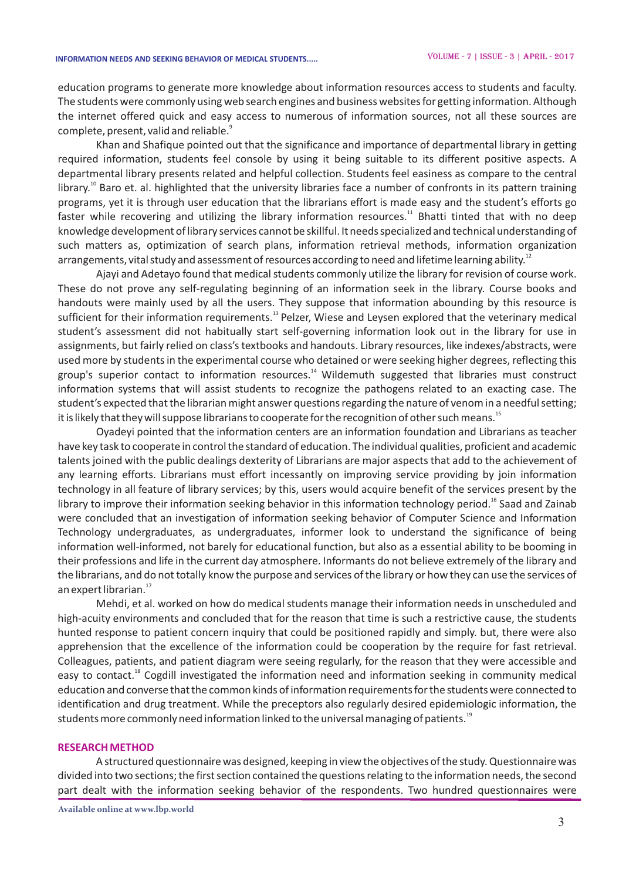education programs to generate more knowledge about information resources access to students and faculty. The students were commonly using web search engines and business websites for getting information. Although the internet offered quick and easy access to numerous of information sources, not all these sources are complete, present, valid and reliable.[9]

Khan and Shafique pointed out that the significance and importance of departmental library in getting required information, students feel console by using it being suitable to its different positive aspects. A departmental library presents related and helpful collection. Students feel easiness as compare to the central library.[10] Baro et. al. highlighted that the university libraries face a number of confronts in its pattern training programs, yet it is through user education that the librarians effort is made easy and the student's efforts go faster while recovering and utilizing the library information resources.[11] Bhatti tinted that with no deep knowledge development of library services cannot be skillful. It needs specialized and technical understanding of such matters as, optimization of search plans, information retrieval methods, information organization arrangements, vital study and assessment of resources according to need and lifetime learning ability.[12]

Ajayi and Adetayo found that medical students commonly utilize the library for revision of course work. These do not prove any self-regulating beginning of an information seek in the library. Course books and handouts were mainly used by all the users. They suppose that information abounding by this resource is sufficient for their information requirements.[13] Pelzer, Wiese and Leysen explored that the veterinary medical student's assessment did not habitually start self-governing information look out in the library for use in assignments, but fairly relied on class's textbooks and handouts. Library resources, like indexes/abstracts, were used more by students in the experimental course who detained or were seeking higher degrees, reflecting this group's superior contact to information resources.[14] Wildemuth suggested that libraries must construct information systems that will assist students to recognize the pathogens related to an exacting case. The student's expected that the librarian might answer questions regarding the nature of venom in a needful setting; it is likely that they will suppose librarians to cooperate for the recognition of other such means.[15]

Oyadeyi pointed that the information centers are an information foundation and Librarians as teacher have key task to cooperate in control the standard of education. The individual qualities, proficient and academic talents joined with the public dealings dexterity of Librarians are major aspects that add to the achievement of any learning efforts. Librarians must effort incessantly on improving service providing by join information technology in all feature of library services; by this, users would acquire benefit of the services present by the library to improve their information seeking behavior in this information technology period.[16] Saad and Zainab were concluded that an investigation of information seeking behavior of Computer Science and Information Technology undergraduates, as undergraduates, informer look to understand the significance of being information well-informed, not barely for educational function, but also as a essential ability to be booming in their professions and life in the current day atmosphere. Informants do not believe extremely of the library and the librarians, and do not totally know the purpose and services of the library or how they can use the services of an expert librarian.[17]

Mehdi, et al. worked on how do medical students manage their information needs in unscheduled and high-acuity environments and concluded that for the reason that time is such a restrictive cause, the students hunted response to patient concern inquiry that could be positioned rapidly and simply. but, there were also apprehension that the excellence of the information could be cooperation by the require for fast retrieval. Colleagues, patients, and patient diagram were seeing regularly, for the reason that they were accessible and easy to contact.[18] Cogdill investigated the information need and information seeking in community medical education and converse that the common kinds of information requirements for the students were connected to identification and drug treatment. While the preceptors also regularly desired epidemiologic information, the students more commonly need information linked to the universal managing of patients.[19]

## RESEARCH METHOD

A structured questionnaire was designed, keeping in view the objectives of the study. Questionnaire was divided into two sections; the first section contained the questions relating to the information needs, the second part dealt with the information seeking behavior of the respondents. Two hundred questionnaires were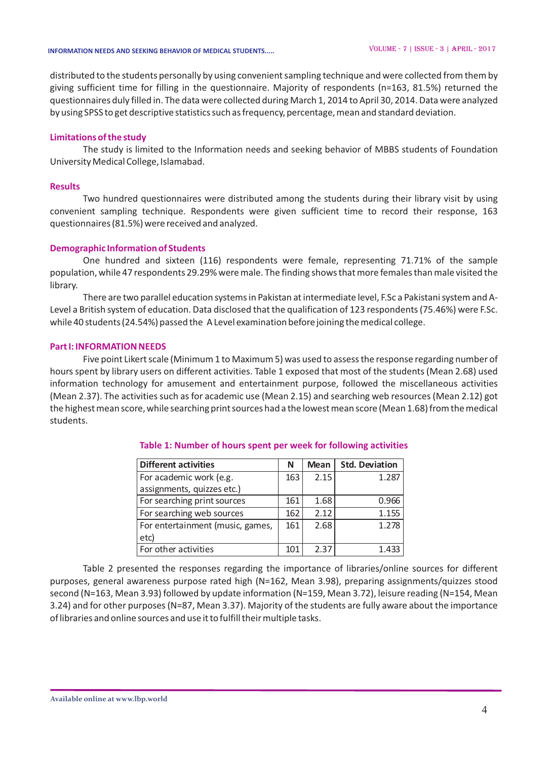distributed to the students personally by using convenient sampling technique and were collected from them by giving sufficient time for filling in the questionnaire. Majority of respondents (n=163, 81.5%) returned the questionnaires duly filled in. The data were collected during March 1, 2014 to April 30, 2014. Data were analyzed by using SPSS to get descriptive statistics such as frequency, percentage, mean and standard deviation.

### Limitations of the study

The study is limited to the Information needs and seeking behavior of MBBS students of Foundation University Medical College, Islamabad.

### Results

Two hundred questionnaires were distributed among the students during their library visit by using convenient sampling technique. Respondents were given sufficient time to record their response, 163 questionnaires (81.5%) were received and analyzed.

### Demographic Information of Students

One hundred and sixteen (116) respondents were female, representing 71.71% of the sample population, while 47 respondents 29.29% were male. The finding shows that more females than male visited the library.

There are two parallel education systems in Pakistan at intermediate level, F.Sc a Pakistani system and A-Level a British system of education. Data disclosed that the qualification of 123 respondents (75.46%) were F.Sc. while 40 students (24.54%) passed the A Level examination before joining the medical college.

### Part I: INFORMATION NEEDS

Five point Likert scale (Minimum 1 to Maximum 5) was used to assess the response regarding number of hours spent by library users on different activities. Table 1 exposed that most of the students (Mean 2.68) used information technology for amusement and entertainment purpose, followed the miscellaneous activities (Mean 2.37). The activities such as for academic use (Mean 2.15) and searching web resources (Mean 2.12) got the highest mean score, while searching print sources had a the lowest mean score (Mean 1.68) from the medical students.

**Table 1: Number of hours spent per week for following activities**

| Different activities | N | Mean | Std. Deviation |
|---|---|---|---|
| For academic work (e.g. assignments, quizzes etc.) | 163 | 2.15 | 1.287 |
| For searching print sources | 161 | 1.68 | 0.966 |
| For searching web sources | 162 | 2.12 | 1.155 |
| For entertainment (music, games, etc) | 161 | 2.68 | 1.278 |
| For other activities | 101 | 2.37 | 1.433 |

Table 2 presented the responses regarding the importance of libraries/online sources for different purposes, general awareness purpose rated high (N=162, Mean 3.98), preparing assignments/quizzes stood second (N=163, Mean 3.93) followed by update information (N=159, Mean 3.72), leisure reading (N=154, Mean 3.24) and for other purposes (N=87, Mean 3.37). Majority of the students are fully aware about the importance of libraries and online sources and use it to fulfill their multiple tasks.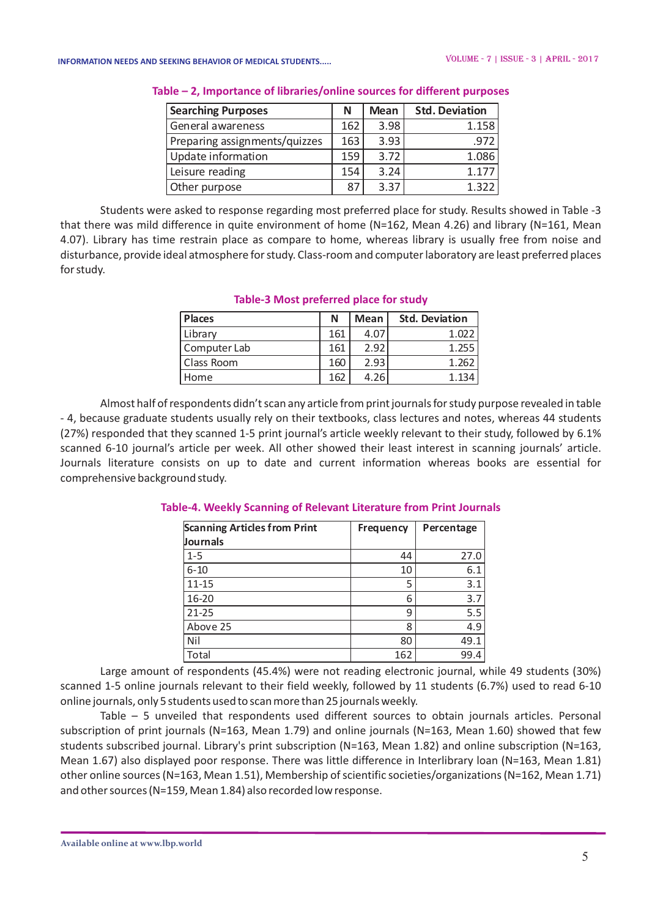**Table – 2, Importance of libraries/online sources for different purposes**

| Searching Purposes | N | Mean | Std. Deviation |
|---|---|---|---|
| General awareness | 162 | 3.98 | 1.158 |
| Preparing assignments/quizzes | 163 | 3.93 | .972 |
| Update information | 159 | 3.72 | 1.086 |
| Leisure reading | 154 | 3.24 | 1.177 |
| Other purpose | 87 | 3.37 | 1.322 |

Students were asked to response regarding most preferred place for study. Results showed in Table -3 that there was mild difference in quite environment of home (N=162, Mean 4.26) and library (N=161, Mean 4.07). Library has time restrain place as compare to home, whereas library is usually free from noise and disturbance, provide ideal atmosphere for study. Class-room and computer laboratory are least preferred places for study.

**Table-3 Most preferred place for study**

| Places | N | Mean | Std. Deviation |
|---|---|---|---|
| Library | 161 | 4.07 | 1.022 |
| Computer Lab | 161 | 2.92 | 1.255 |
| Class Room | 160 | 2.93 | 1.262 |
| Home | 162 | 4.26 | 1.134 |

Almost half of respondents didn't scan any article from print journals for study purpose revealed in table - 4, because graduate students usually rely on their textbooks, class lectures and notes, whereas 44 students (27%) responded that they scanned 1-5 print journal's article weekly relevant to their study, followed by 6.1% scanned 6-10 journal's article per week. All other showed their least interest in scanning journals' article. Journals literature consists on up to date and current information whereas books are essential for comprehensive background study.

**Table-4. Weekly Scanning of Relevant Literature from Print Journals**

| Scanning Articles from Print Journals | Frequency | Percentage |
|---|---|---|
| 1-5 | 44 | 27.0 |
| 6-10 | 10 | 6.1 |
| 11-15 | 5 | 3.1 |
| 16-20 | 6 | 3.7 |
| 21-25 | 9 | 5.5 |
| Above 25 | 8 | 4.9 |
| Nil | 80 | 49.1 |
| Total | 162 | 99.4 |

Large amount of respondents (45.4%) were not reading electronic journal, while 49 students (30%) scanned 1-5 online journals relevant to their field weekly, followed by 11 students (6.7%) used to read 6-10 online journals, only 5 students used to scan more than 25 journals weekly.

Table – 5 unveiled that respondents used different sources to obtain journals articles. Personal subscription of print journals (N=163, Mean 1.79) and online journals (N=163, Mean 1.60) showed that few students subscribed journal. Library's print subscription (N=163, Mean 1.82) and online subscription (N=163, Mean 1.67) also displayed poor response. There was little difference in Interlibrary loan (N=163, Mean 1.81) other online sources (N=163, Mean 1.51), Membership of scientific societies/organizations (N=162, Mean 1.71) and other sources (N=159, Mean 1.84) also recorded low response.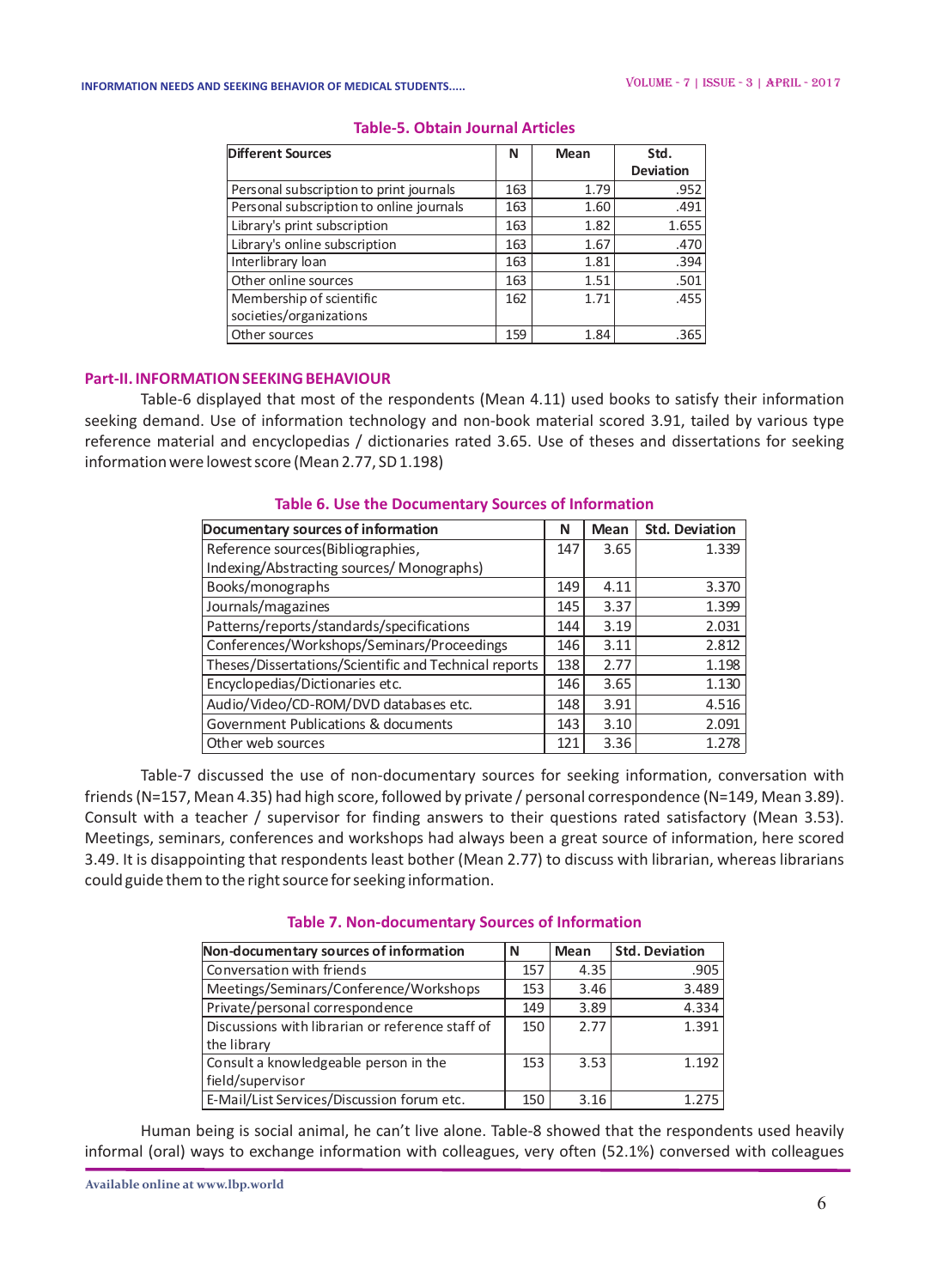**Table-5. Obtain Journal Articles**

| Different Sources | N | Mean | Std. Deviation |
|---|---|---|---|
| Personal subscription to print journals | 163 | 1.79 | .952 |
| Personal subscription to online journals | 163 | 1.60 | .491 |
| Library's print subscription | 163 | 1.82 | 1.655 |
| Library's online subscription | 163 | 1.67 | .470 |
| Interlibrary loan | 163 | 1.81 | .394 |
| Other online sources | 163 | 1.51 | .501 |
| Membership of scientific societies/organizations | 162 | 1.71 | .455 |
| Other sources | 159 | 1.84 | .365 |

## Part-II. INFORMATION SEEKING BEHAVIOUR

Table-6 displayed that most of the respondents (Mean 4.11) used books to satisfy their information seeking demand. Use of information technology and non-book material scored 3.91, tailed by various type reference material and encyclopedias / dictionaries rated 3.65. Use of theses and dissertations for seeking information were lowest score (Mean 2.77, SD 1.198)

**Table 6. Use the Documentary Sources of Information**

| Documentary sources of information | N | Mean | Std. Deviation |
|---|---|---|---|
| Reference sources(Bibliographies, Indexing/Abstracting sources/ Monographs) | 147 | 3.65 | 1.339 |
| Books/monographs | 149 | 4.11 | 3.370 |
| Journals/magazines | 145 | 3.37 | 1.399 |
| Patterns/reports/standards/specifications | 144 | 3.19 | 2.031 |
| Conferences/Workshops/Seminars/Proceedings | 146 | 3.11 | 2.812 |
| Theses/Dissertations/Scientific and Technical reports | 138 | 2.77 | 1.198 |
| Encyclopedias/Dictionaries etc. | 146 | 3.65 | 1.130 |
| Audio/Video/CD-ROM/DVD databases etc. | 148 | 3.91 | 4.516 |
| Government Publications & documents | 143 | 3.10 | 2.091 |
| Other web sources | 121 | 3.36 | 1.278 |

Table-7 discussed the use of non-documentary sources for seeking information, conversation with friends (N=157, Mean 4.35) had high score, followed by private / personal correspondence (N=149, Mean 3.89). Consult with a teacher / supervisor for finding answers to their questions rated satisfactory (Mean 3.53). Meetings, seminars, conferences and workshops had always been a great source of information, here scored 3.49. It is disappointing that respondents least bother (Mean 2.77) to discuss with librarian, whereas librarians could guide them to the right source for seeking information.

**Table 7. Non-documentary Sources of Information**

| Non-documentary sources of information | N | Mean | Std. Deviation |
|---|---|---|---|
| Conversation with friends | 157 | 4.35 | .905 |
| Meetings/Seminars/Conference/Workshops | 153 | 3.46 | 3.489 |
| Private/personal correspondence | 149 | 3.89 | 4.334 |
| Discussions with librarian or reference staff of the library | 150 | 2.77 | 1.391 |
| Consult a knowledgeable person in the field/supervisor | 153 | 3.53 | 1.192 |
| E-Mail/List Services/Discussion forum etc. | 150 | 3.16 | 1.275 |

Human being is social animal, he can't live alone. Table-8 showed that the respondents used heavily informal (oral) ways to exchange information with colleagues, very often (52.1%) conversed with colleagues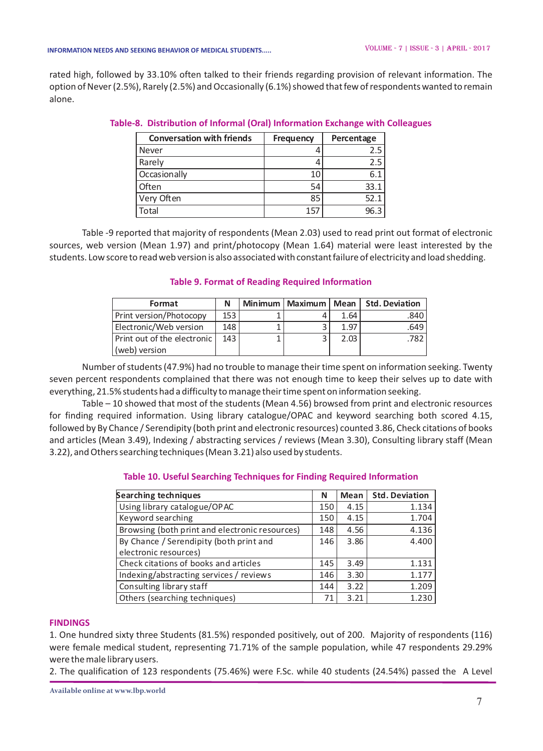rated high, followed by 33.10% often talked to their friends regarding provision of relevant information. The option of Never (2.5%), Rarely (2.5%) and Occasionally (6.1%) showed that few of respondents wanted to remain alone.

**Table-8. Distribution of Informal (Oral) Information Exchange with Colleagues**

| Conversation with friends | Frequency | Percentage |
|---|---|---|
| Never | 4 | 2.5 |
| Rarely | 4 | 2.5 |
| Occasionally | 10 | 6.1 |
| Often | 54 | 33.1 |
| Very Often | 85 | 52.1 |
| Total | 157 | 96.3 |

Table -9 reported that majority of respondents (Mean 2.03) used to read print out format of electronic sources, web version (Mean 1.97) and print/photocopy (Mean 1.64) material were least interested by the students. Low score to read web version is also associated with constant failure of electricity and load shedding.

**Table 9. Format of Reading Required Information**

| Format | N | Minimum | Maximum | Mean | Std. Deviation |
|---|---|---|---|---|---|
| Print version/Photocopy | 153 | 1 | 4 | 1.64 | .840 |
| Electronic/Web version | 148 | 1 | 3 | 1.97 | .649 |
| Print out of the electronic (web) version | 143 | 1 | 3 | 2.03 | .782 |

Number of students (47.9%) had no trouble to manage their time spent on information seeking. Twenty seven percent respondents complained that there was not enough time to keep their selves up to date with everything, 21.5% students had a difficulty to manage their time spent on information seeking.

Table – 10 showed that most of the students (Mean 4.56) browsed from print and electronic resources for finding required information. Using library catalogue/OPAC and keyword searching both scored 4.15, followed by By Chance / Serendipity (both print and electronic resources) counted 3.86, Check citations of books and articles (Mean 3.49), Indexing / abstracting services / reviews (Mean 3.30), Consulting library staff (Mean 3.22), and Others searching techniques (Mean 3.21) also used by students.

**Table 10. Useful Searching Techniques for Finding Required Information**

| Searching techniques | N | Mean | Std. Deviation |
|---|---|---|---|
| Using library catalogue/OPAC | 150 | 4.15 | 1.134 |
| Keyword searching | 150 | 4.15 | 1.704 |
| Browsing (both print and electronic resources) | 148 | 4.56 | 4.136 |
| By Chance / Serendipity (both print and electronic resources) | 146 | 3.86 | 4.400 |
| Check citations of books and articles | 145 | 3.49 | 1.131 |
| Indexing/abstracting services / reviews | 146 | 3.30 | 1.177 |
| Consulting library staff | 144 | 3.22 | 1.209 |
| Others (searching techniques) | 71 | 3.21 | 1.230 |

## FINDINGS

1. One hundred sixty three Students (81.5%) responded positively, out of 200. Majority of respondents (116) were female medical student, representing 71.71% of the sample population, while 47 respondents 29.29% were the male library users.
2. The qualification of 123 respondents (75.46%) were F.Sc. while 40 students (24.54%) passed the A Level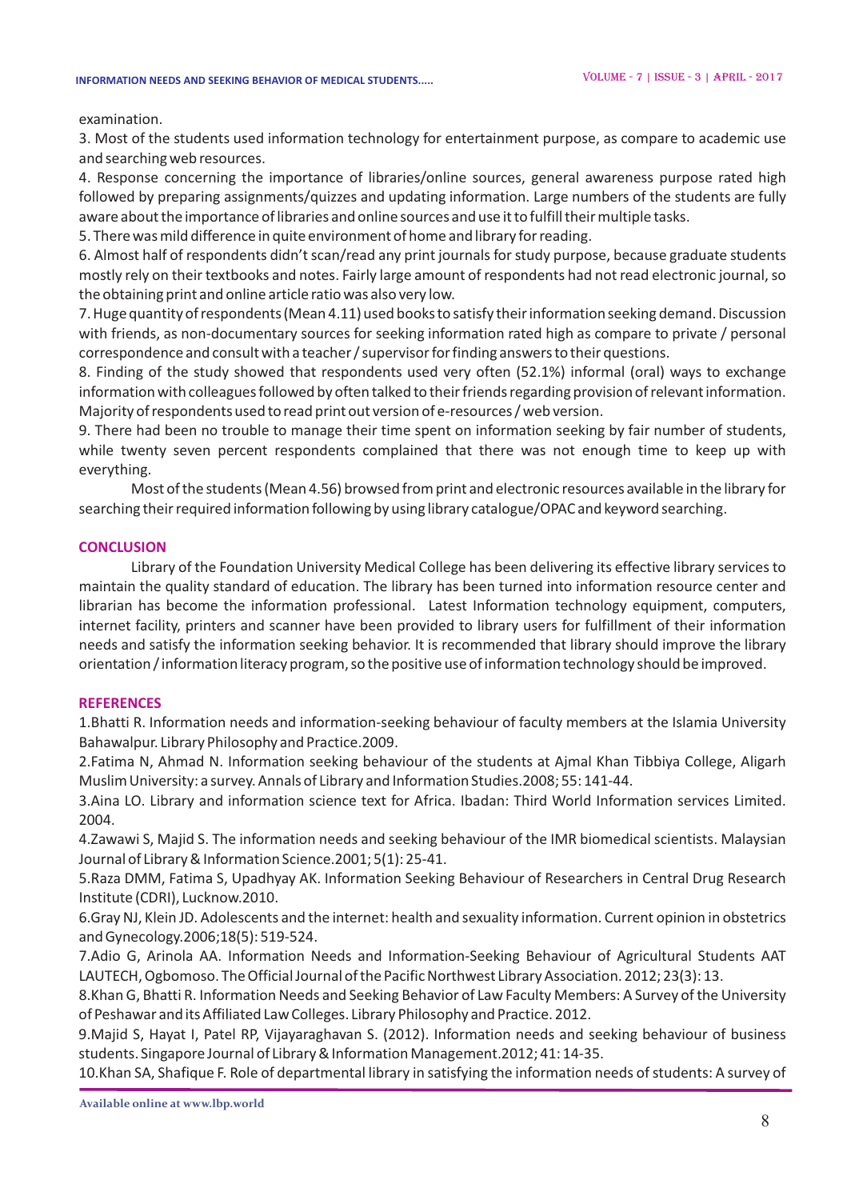examination.

3. Most of the students used information technology for entertainment purpose, as compare to academic use and searching web resources.

4. Response concerning the importance of libraries/online sources, general awareness purpose rated high followed by preparing assignments/quizzes and updating information. Large numbers of the students are fully aware about the importance of libraries and online sources and use it to fulfill their multiple tasks.

5. There was mild difference in quite environment of home and library for reading.

6. Almost half of respondents didn't scan/read any print journals for study purpose, because graduate students mostly rely on their textbooks and notes. Fairly large amount of respondents had not read electronic journal, so the obtaining print and online article ratio was also very low.

7. Huge quantity of respondents (Mean 4.11) used books to satisfy their information seeking demand. Discussion with friends, as non-documentary sources for seeking information rated high as compare to private / personal correspondence and consult with a teacher / supervisor for finding answers to their questions.

8. Finding of the study showed that respondents used very often (52.1%) informal (oral) ways to exchange information with colleagues followed by often talked to their friends regarding provision of relevant information. Majority of respondents used to read print out version of e-resources / web version.

9. There had been no trouble to manage their time spent on information seeking by fair number of students, while twenty seven percent respondents complained that there was not enough time to keep up with everything.

Most of the students (Mean 4.56) browsed from print and electronic resources available in the library for searching their required information following by using library catalogue/OPAC and keyword searching.

## CONCLUSION

Library of the Foundation University Medical College has been delivering its effective library services to maintain the quality standard of education. The library has been turned into information resource center and librarian has become the information professional. Latest Information technology equipment, computers, internet facility, printers and scanner have been provided to library users for fulfillment of their information needs and satisfy the information seeking behavior. It is recommended that library should improve the library orientation / information literacy program, so the positive use of information technology should be improved.

## REFERENCES

1.Bhatti R. Information needs and information-seeking behaviour of faculty members at the Islamia University Bahawalpur. Library Philosophy and Practice.2009.

2.Fatima N, Ahmad N. Information seeking behaviour of the students at Ajmal Khan Tibbiya College, Aligarh Muslim University: a survey. Annals of Library and Information Studies.2008; 55: 141-44.

3.Aina LO. Library and information science text for Africa. Ibadan: Third World Information services Limited. 2004.

4.Zawawi S, Majid S. The information needs and seeking behaviour of the IMR biomedical scientists. Malaysian Journal of Library & Information Science.2001; 5(1): 25-41.

5.Raza DMM, Fatima S, Upadhyay AK. Information Seeking Behaviour of Researchers in Central Drug Research Institute (CDRI), Lucknow.2010.

6.Gray NJ, Klein JD. Adolescents and the internet: health and sexuality information. Current opinion in obstetrics and Gynecology.2006;18(5): 519-524.

7.Adio G, Arinola AA. Information Needs and Information-Seeking Behaviour of Agricultural Students AAT LAUTECH, Ogbomoso. The Official Journal of the Pacific Northwest Library Association. 2012; 23(3): 13.

8.Khan G, Bhatti R. Information Needs and Seeking Behavior of Law Faculty Members: A Survey of the University of Peshawar and its Affiliated Law Colleges. Library Philosophy and Practice. 2012.

9.Majid S, Hayat I, Patel RP, Vijayaraghavan S. (2012). Information needs and seeking behaviour of business students. Singapore Journal of Library & Information Management.2012; 41: 14-35.

10.Khan SA, Shafique F. Role of departmental library in satisfying the information needs of students: A survey of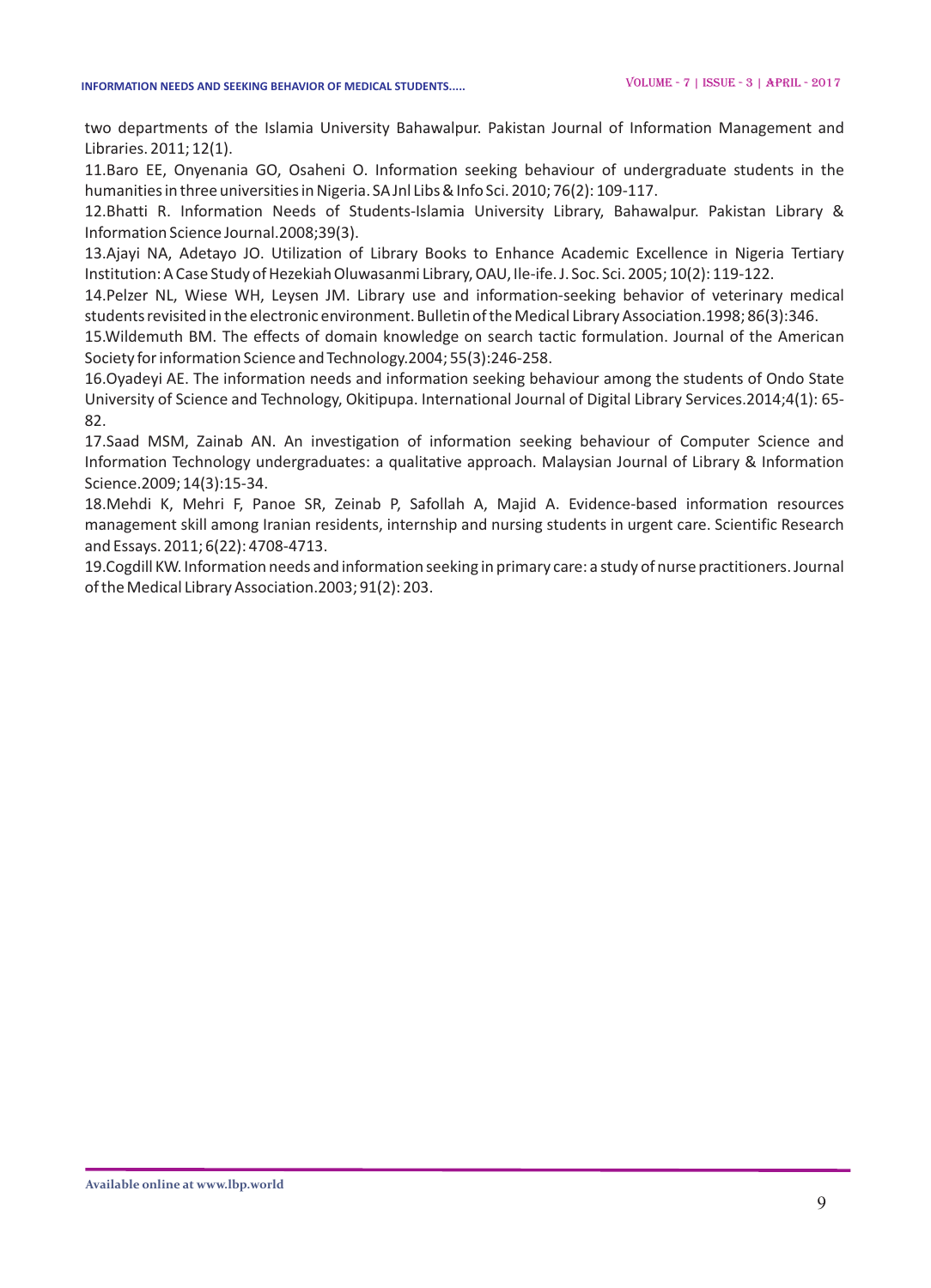two departments of the Islamia University Bahawalpur. Pakistan Journal of Information Management and Libraries. 2011; 12(1).

11.Baro EE, Onyenania GO, Osaheni O. Information seeking behaviour of undergraduate students in the humanities in three universities in Nigeria. SA Jnl Libs & Info Sci. 2010; 76(2): 109-117.

12.Bhatti R. Information Needs of Students-Islamia University Library, Bahawalpur. Pakistan Library & Information Science Journal.2008;39(3).

13.Ajayi NA, Adetayo JO. Utilization of Library Books to Enhance Academic Excellence in Nigeria Tertiary Institution: A Case Study of Hezekiah Oluwasanmi Library, OAU, Ile-ife. J. Soc. Sci. 2005; 10(2): 119-122.

14.Pelzer NL, Wiese WH, Leysen JM. Library use and information-seeking behavior of veterinary medical students revisited in the electronic environment. Bulletin of the Medical Library Association.1998; 86(3):346.

15.Wildemuth BM. The effects of domain knowledge on search tactic formulation. Journal of the American Society for information Science and Technology.2004; 55(3):246-258.

16.Oyadeyi AE. The information needs and information seeking behaviour among the students of Ondo State University of Science and Technology, Okitipupa. International Journal of Digital Library Services.2014;4(1): 65-82.

17.Saad MSM, Zainab AN. An investigation of information seeking behaviour of Computer Science and Information Technology undergraduates: a qualitative approach. Malaysian Journal of Library & Information Science.2009; 14(3):15-34.

18.Mehdi K, Mehri F, Panoe SR, Zeinab P, Safollah A, Majid A. Evidence-based information resources management skill among Iranian residents, internship and nursing students in urgent care. Scientific Research and Essays. 2011; 6(22): 4708-4713.

19.Cogdill KW. Information needs and information seeking in primary care: a study of nurse practitioners. Journal of the Medical Library Association.2003; 91(2): 203.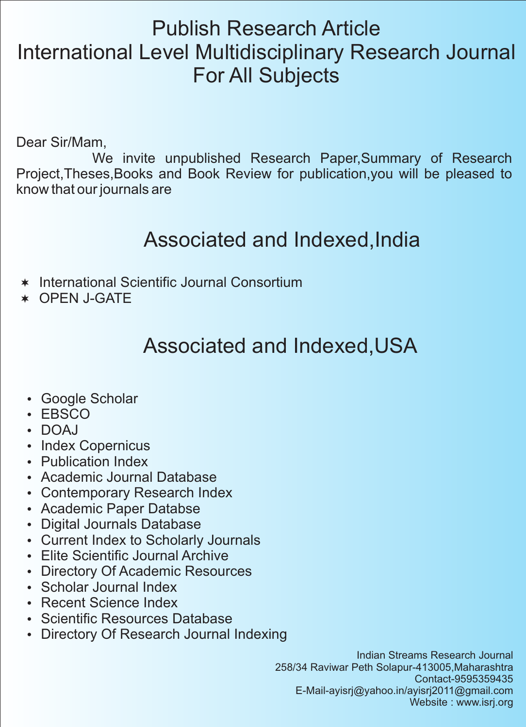# Publish Research Article
# International Level Multidisciplinary Research Journal
# For All Subjects

Dear Sir/Mam,

We invite unpublished Research Paper,Summary of Research Project,Theses,Books and Book Review for publication,you will be pleased to know that our journals are

## Associated and Indexed,India

- International Scientific Journal Consortium
- OPEN J-GATE

## Associated and Indexed,USA

- Google Scholar
- EBSCO
- DOAJ
- Index Copernicus
- Publication Index
- Academic Journal Database
- Contemporary Research Index
- Academic Paper Databse
- Digital Journals Database
- Current Index to Scholarly Journals
- Elite Scientific Journal Archive
- Directory Of Academic Resources
- Scholar Journal Index
- Recent Science Index
- Scientific Resources Database
- Directory Of Research Journal Indexing

Indian Streams Research Journal
258/34 Raviwar Peth Solapur-413005,Maharashtra
Contact-9595359435
E-Mail-ayisrj@yahoo.in/ayisrj2011@gmail.com
Website : www.isrj.org